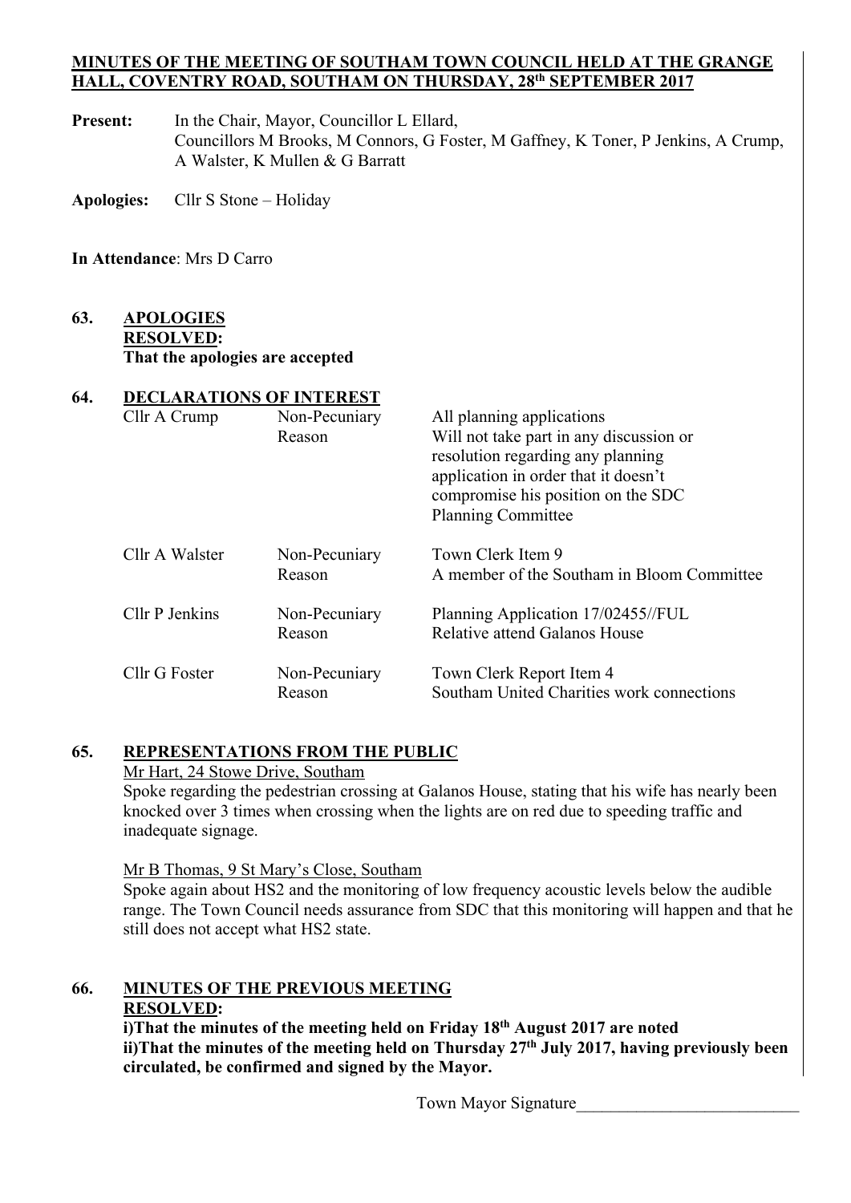# MINUTES OF THE MEETING OF SOUTHAM TOWN COUNCIL HELD AT THE GRANGE HALL, COVENTRY ROAD, SOUTHAM ON THURSDAY, 28th SEPTEMBER 2017

**Present:** In the Chair, Mayor, Councillor L Ellard, Councillors M Brooks, M Connors, G Foster, M Gaffney, K Toner, P Jenkins, A Crump, A Walster, K Mullen & G Barratt

**Apologies:** Cllr S Stone – Holiday

**In Attendance**: Mrs D Carro

## 63. APOLOGIES

**RESOLVED:**
**That the apologies are accepted**

## 64. DECLARATIONS OF INTEREST

| | | |
|---|---|---|
| Cllr A Crump | Non-Pecuniary | All planning applications |
| | Reason | Will not take part in any discussion or resolution regarding any planning application in order that it doesn't compromise his position on the SDC Planning Committee |
| Cllr A Walster | Non-Pecuniary | Town Clerk Item 9 |
| | Reason | A member of the Southam in Bloom Committee |
| Cllr P Jenkins | Non-Pecuniary | Planning Application 17/02455//FUL |
| | Reason | Relative attend Galanos House |
| Cllr G Foster | Non-Pecuniary | Town Clerk Report Item 4 |
| | Reason | Southam United Charities work connections |

## 65. REPRESENTATIONS FROM THE PUBLIC

Mr Hart, 24 Stowe Drive, Southam

Spoke regarding the pedestrian crossing at Galanos House, stating that his wife has nearly been knocked over 3 times when crossing when the lights are on red due to speeding traffic and inadequate signage.

Mr B Thomas, 9 St Mary's Close, Southam

Spoke again about HS2 and the monitoring of low frequency acoustic levels below the audible range. The Town Council needs assurance from SDC that this monitoring will happen and that he still does not accept what HS2 state.

## 66. MINUTES OF THE PREVIOUS MEETING

**RESOLVED:**
**i)That the minutes of the meeting held on Friday 18th August 2017 are noted**
**ii)That the minutes of the meeting held on Thursday 27th July 2017, having previously been circulated, be confirmed and signed by the Mayor.**

Town Mayor Signature__________________________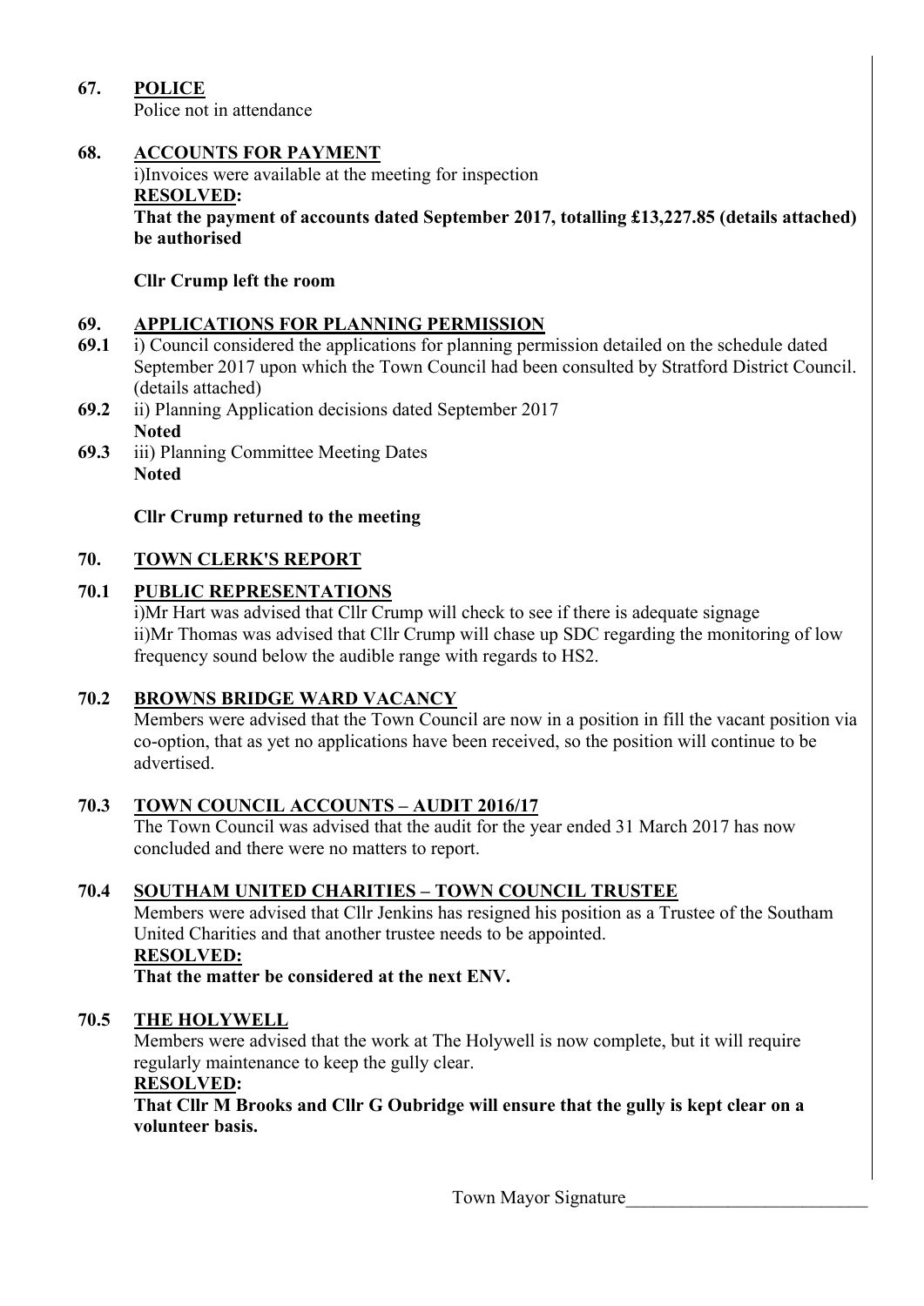## 67. POLICE

Police not in attendance

## 68. ACCOUNTS FOR PAYMENT

i)Invoices were available at the meeting for inspection

**RESOLVED:**

**That the payment of accounts dated September 2017, totalling £13,227.85 (details attached) be authorised**

**Cllr Crump left the room**

## 69. APPLICATIONS FOR PLANNING PERMISSION

**69.1** i) Council considered the applications for planning permission detailed on the schedule dated September 2017 upon which the Town Council had been consulted by Stratford District Council. (details attached)

**69.2** ii) Planning Application decisions dated September 2017
**Noted**

**69.3** iii) Planning Committee Meeting Dates
**Noted**

**Cllr Crump returned to the meeting**

## 70. TOWN CLERK'S REPORT

### 70.1 PUBLIC REPRESENTATIONS

i)Mr Hart was advised that Cllr Crump will check to see if there is adequate signage
ii)Mr Thomas was advised that Cllr Crump will chase up SDC regarding the monitoring of low frequency sound below the audible range with regards to HS2.

### 70.2 BROWNS BRIDGE WARD VACANCY

Members were advised that the Town Council are now in a position in fill the vacant position via co-option, that as yet no applications have been received, so the position will continue to be advertised.

### 70.3 TOWN COUNCIL ACCOUNTS – AUDIT 2016/17

The Town Council was advised that the audit for the year ended 31 March 2017 has now concluded and there were no matters to report.

### 70.4 SOUTHAM UNITED CHARITIES – TOWN COUNCIL TRUSTEE

Members were advised that Cllr Jenkins has resigned his position as a Trustee of the Southam United Charities and that another trustee needs to be appointed.

**RESOLVED:**

**That the matter be considered at the next ENV.**

### 70.5 THE HOLYWELL

Members were advised that the work at The Holywell is now complete, but it will require regularly maintenance to keep the gully clear.

**RESOLVED:**

**That Cllr M Brooks and Cllr G Oubridge will ensure that the gully is kept clear on a volunteer basis.**

Town Mayor Signature___________________________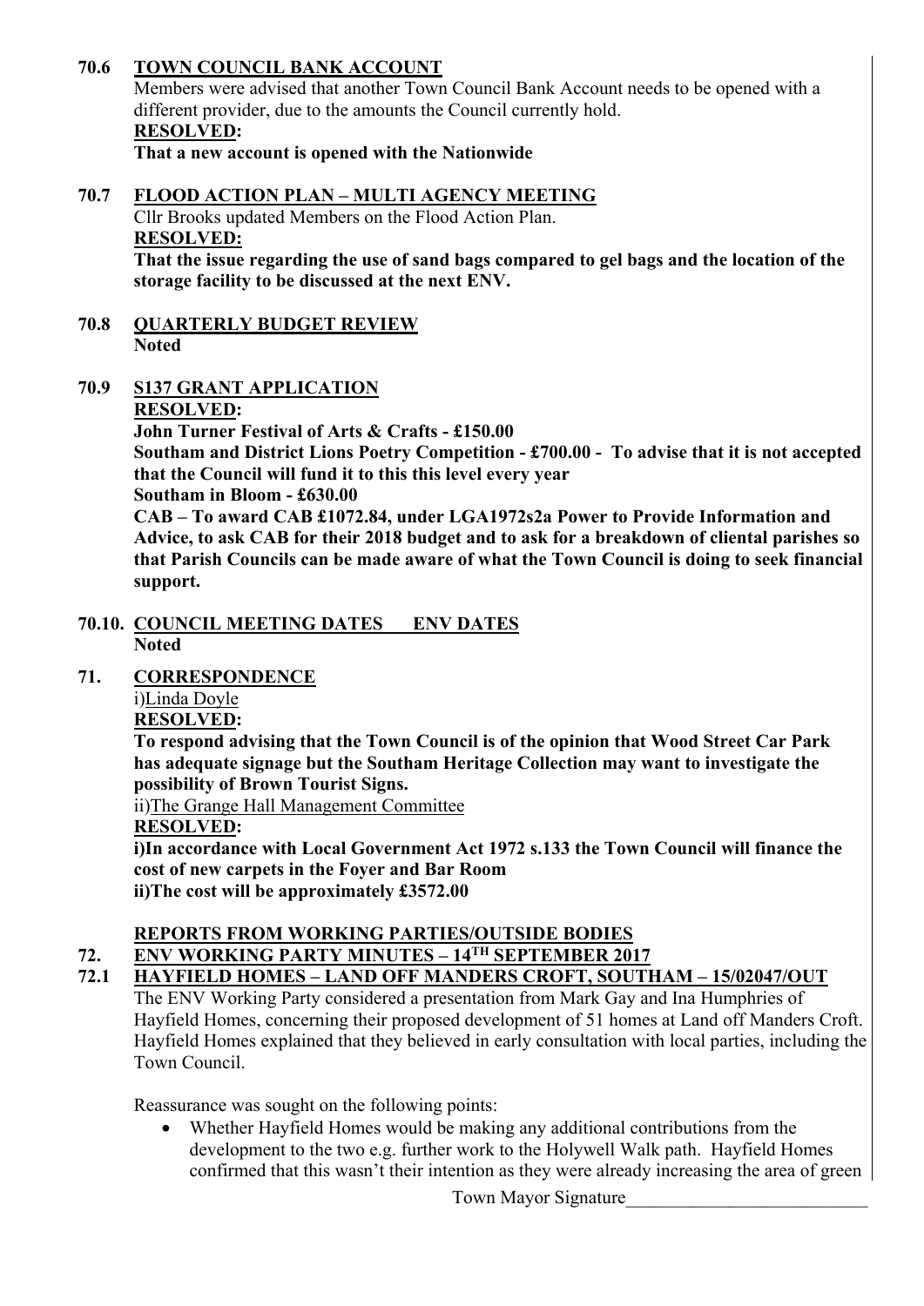**70.6 TOWN COUNCIL BANK ACCOUNT**

Members were advised that another Town Council Bank Account needs to be opened with a different provider, due to the amounts the Council currently hold.

**RESOLVED:**

**That a new account is opened with the Nationwide**

**70.7 FLOOD ACTION PLAN – MULTI AGENCY MEETING**

Cllr Brooks updated Members on the Flood Action Plan.

**RESOLVED:**

**That the issue regarding the use of sand bags compared to gel bags and the location of the storage facility to be discussed at the next ENV.**

**70.8 QUARTERLY BUDGET REVIEW**

**Noted**

**70.9 S137 GRANT APPLICATION**

**RESOLVED:**

**John Turner Festival of Arts & Crafts - £150.00**

**Southam and District Lions Poetry Competition - £700.00 - To advise that it is not accepted that the Council will fund it to this this level every year**

**Southam in Bloom - £630.00**

**CAB – To award CAB £1072.84, under LGA1972s2a Power to Provide Information and Advice, to ask CAB for their 2018 budget and to ask for a breakdown of cliental parishes so that Parish Councils can be made aware of what the Town Council is doing to seek financial support.**

**70.10. COUNCIL MEETING DATES ENV DATES**

**Noted**

**71. CORRESPONDENCE**

i)Linda Doyle

**RESOLVED:**

**To respond advising that the Town Council is of the opinion that Wood Street Car Park has adequate signage but the Southam Heritage Collection may want to investigate the possibility of Brown Tourist Signs.**

ii)The Grange Hall Management Committee

**RESOLVED:**

**i)In accordance with Local Government Act 1972 s.133 the Town Council will finance the cost of new carpets in the Foyer and Bar Room**

**ii)The cost will be approximately £3572.00**

**REPORTS FROM WORKING PARTIES/OUTSIDE BODIES**

**72. ENV WORKING PARTY MINUTES – 14TH SEPTEMBER 2017**

**72.1 HAYFIELD HOMES – LAND OFF MANDERS CROFT, SOUTHAM – 15/02047/OUT**

The ENV Working Party considered a presentation from Mark Gay and Ina Humphries of Hayfield Homes, concerning their proposed development of 51 homes at Land off Manders Croft. Hayfield Homes explained that they believed in early consultation with local parties, including the Town Council.

Reassurance was sought on the following points:

- Whether Hayfield Homes would be making any additional contributions from the development to the two e.g. further work to the Holywell Walk path. Hayfield Homes confirmed that this wasn't their intention as they were already increasing the area of green

Town Mayor Signature__________________________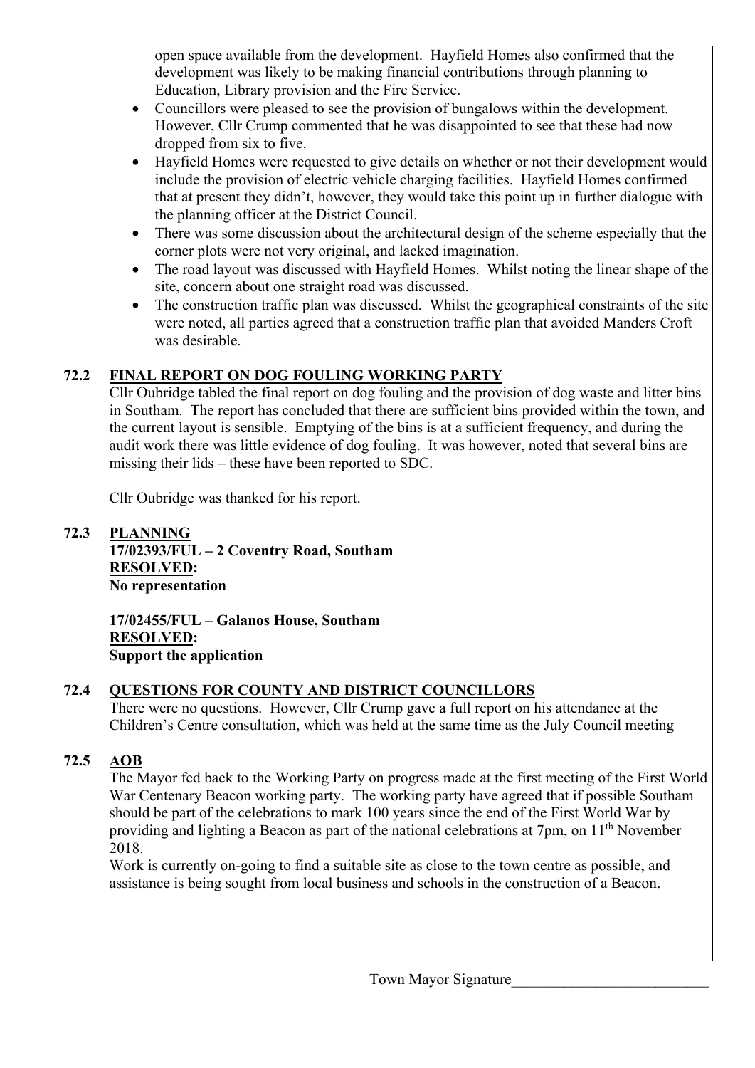open space available from the development. Hayfield Homes also confirmed that the development was likely to be making financial contributions through planning to Education, Library provision and the Fire Service.

- Councillors were pleased to see the provision of bungalows within the development. However, Cllr Crump commented that he was disappointed to see that these had now dropped from six to five.
- Hayfield Homes were requested to give details on whether or not their development would include the provision of electric vehicle charging facilities. Hayfield Homes confirmed that at present they didn't, however, they would take this point up in further dialogue with the planning officer at the District Council.
- There was some discussion about the architectural design of the scheme especially that the corner plots were not very original, and lacked imagination.
- The road layout was discussed with Hayfield Homes. Whilst noting the linear shape of the site, concern about one straight road was discussed.
- The construction traffic plan was discussed. Whilst the geographical constraints of the site were noted, all parties agreed that a construction traffic plan that avoided Manders Croft was desirable.

## 72.2 FINAL REPORT ON DOG FOULING WORKING PARTY

Cllr Oubridge tabled the final report on dog fouling and the provision of dog waste and litter bins in Southam. The report has concluded that there are sufficient bins provided within the town, and the current layout is sensible. Emptying of the bins is at a sufficient frequency, and during the audit work there was little evidence of dog fouling. It was however, noted that several bins are missing their lids – these have been reported to SDC.

Cllr Oubridge was thanked for his report.

## 72.3 PLANNING

**17/02393/FUL – 2 Coventry Road, Southam**
**RESOLVED:**
**No representation**

**17/02455/FUL – Galanos House, Southam**
**RESOLVED:**
**Support the application**

## 72.4 QUESTIONS FOR COUNTY AND DISTRICT COUNCILLORS

There were no questions. However, Cllr Crump gave a full report on his attendance at the Children's Centre consultation, which was held at the same time as the July Council meeting

## 72.5 AOB

The Mayor fed back to the Working Party on progress made at the first meeting of the First World War Centenary Beacon working party. The working party have agreed that if possible Southam should be part of the celebrations to mark 100 years since the end of the First World War by providing and lighting a Beacon as part of the national celebrations at 7pm, on 11th November 2018.

Work is currently on-going to find a suitable site as close to the town centre as possible, and assistance is being sought from local business and schools in the construction of a Beacon.

Town Mayor Signature__________________________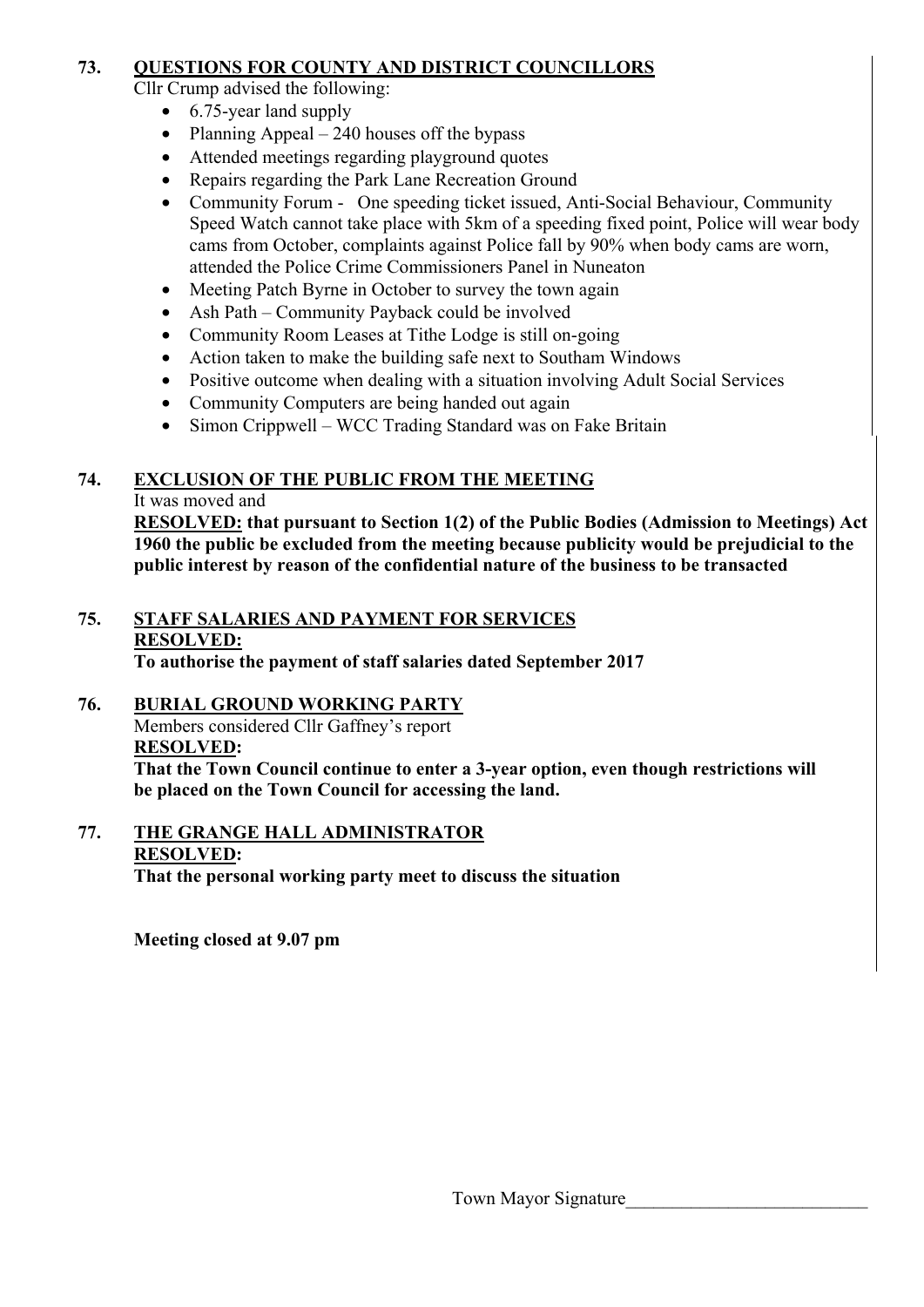**73. <u>QUESTIONS FOR COUNTY AND DISTRICT COUNCILLORS</u>**

Cllr Crump advised the following:

- 6.75-year land supply
- Planning Appeal – 240 houses off the bypass
- Attended meetings regarding playground quotes
- Repairs regarding the Park Lane Recreation Ground
- Community Forum - One speeding ticket issued, Anti-Social Behaviour, Community Speed Watch cannot take place with 5km of a speeding fixed point, Police will wear body cams from October, complaints against Police fall by 90% when body cams are worn, attended the Police Crime Commissioners Panel in Nuneaton
- Meeting Patch Byrne in October to survey the town again
- Ash Path – Community Payback could be involved
- Community Room Leases at Tithe Lodge is still on-going
- Action taken to make the building safe next to Southam Windows
- Positive outcome when dealing with a situation involving Adult Social Services
- Community Computers are being handed out again
- Simon Crippwell – WCC Trading Standard was on Fake Britain

**74. <u>EXCLUSION OF THE PUBLIC FROM THE MEETING</u>**

It was moved and

**<u>RESOLVED:</u> that pursuant to Section 1(2) of the Public Bodies (Admission to Meetings) Act 1960 the public be excluded from the meeting because publicity would be prejudicial to the public interest by reason of the confidential nature of the business to be transacted**

**75. <u>STAFF SALARIES AND PAYMENT FOR SERVICES</u>**

**<u>RESOLVED:</u>**

**To authorise the payment of staff salaries dated September 2017**

**76. <u>BURIAL GROUND WORKING PARTY</u>**

Members considered Cllr Gaffney's report

**<u>RESOLVED</u>:**

**That the Town Council continue to enter a 3-year option, even though restrictions will be placed on the Town Council for accessing the land.**

**77. <u>THE GRANGE HALL ADMINISTRATOR</u>**

**<u>RESOLVED</u>:**

**That the personal working party meet to discuss the situation**

**Meeting closed at 9.07 pm**

Town Mayor Signature__________________________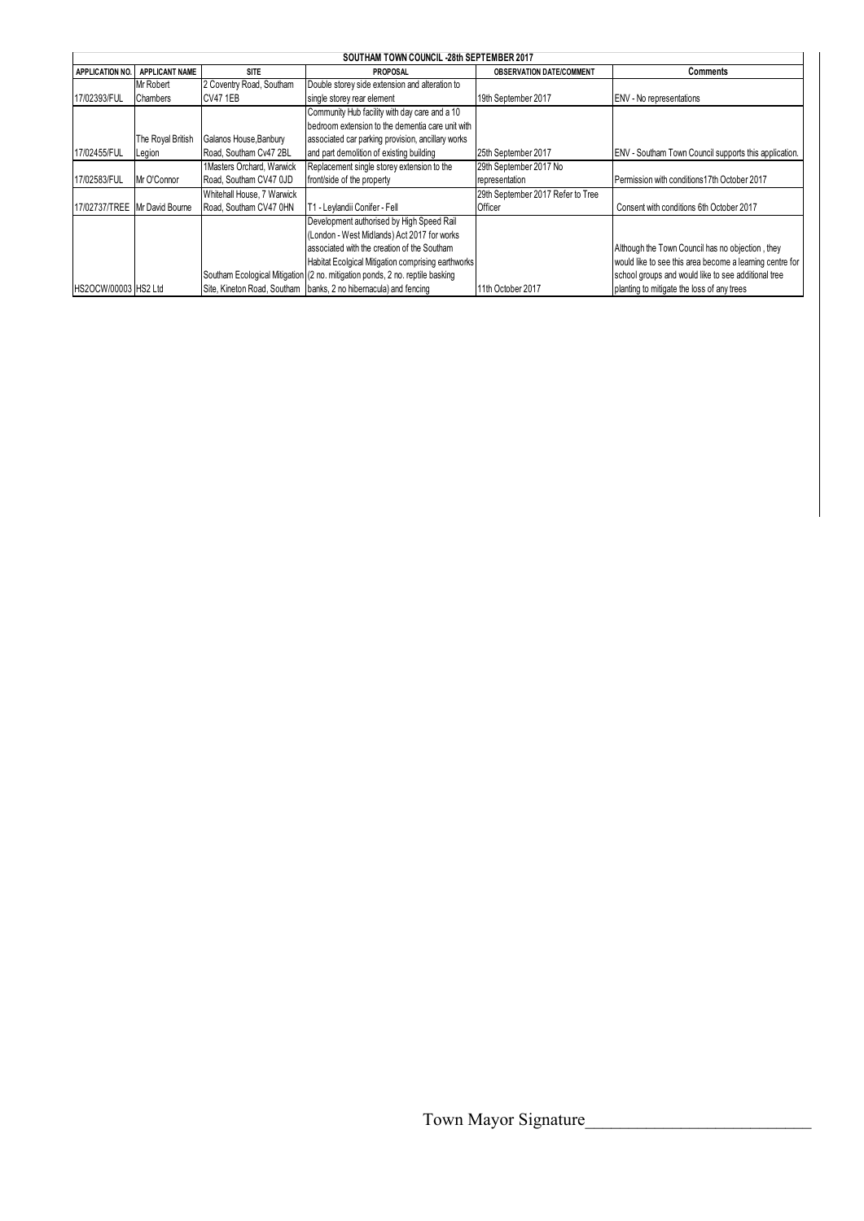| SOUTHAM TOWN COUNCIL -28th SEPTEMBER 2017 | | | | | |
|---|---|---|---|---|---|
| **APPLICATION NO.** | **APPLICANT NAME** | **SITE** | **PROPOSAL** | **OBSERVATION DATE/COMMENT** | **Comments** |
| 17/02393/FUL | Mr Robert Chambers | 2 Coventry Road, Southam CV47 1EB | Double storey side extension and alteration to single storey rear element | 19th September 2017 | ENV - No representations |
| 17/02455/FUL | The Royal British Legion | Galanos House,Banbury Road, Southam Cv47 2BL | Community Hub facility with day care and a 10 bedroom extension to the dementia care unit with associated car parking provision, ancillary works and part demolition of existing building | 25th September 2017 | ENV - Southam Town Council supports this application. |
| 17/02583/FUL | Mr O'Connor | 1Masters Orchard, Warwick Road, Southam CV47 0JD | Replacement single storey extension to the front/side of the property | 29th September 2017 No representation | Permission with conditions17th October 2017 |
| 17/02737/TREE | Mr David Bourne | Whitehall House, 7 Warwick Road, Southam CV47 0HN | T1 - Leylandii Conifer - Fell | 29th September 2017 Refer to Tree Officer | Consent with conditions 6th October 2017 |
| HS2OCW/00003 | HS2 Ltd | Southam Ecological Mitigation Site, Kineton Road, Southam | Development authorised by High Speed Rail (London - West Midlands) Act 2017 for works associated with the creation of the Southam Habitat Ecolgical Mitigation comprising earthworks (2 no. mitigation ponds, 2 no. reptile basking banks, 2 no hibernacula) and fencing | 11th October 2017 | Although the Town Council has no objection , they would like to see this area become a learning centre for school groups and would like to see additional tree planting to mitigate the loss of any trees |

Town Mayor Signature___________________________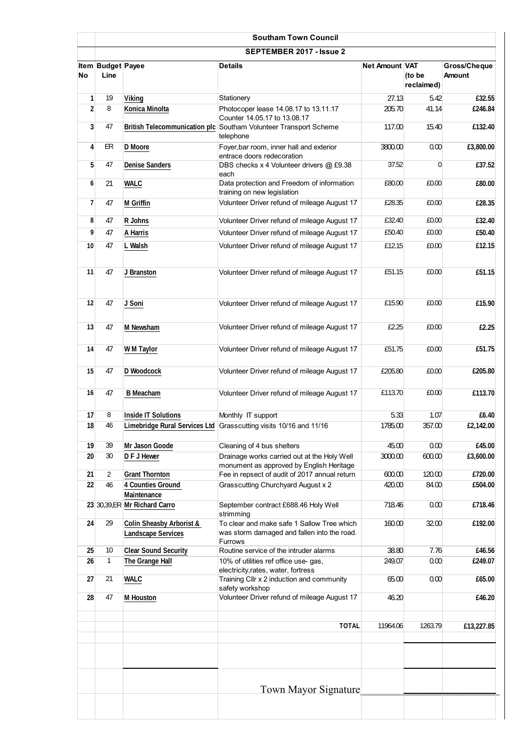# Southam Town Council

## SEPTEMBER 2017 - Issue 2

| Item No | Budget Line | Payee | Details | Net Amount | VAT (to be reclaimed) | Gross/Cheque Amount |
|---|---|---|---|---|---|---|
| 1 | 19 | Viking | Stationery | 27.13 | 5.42 | £32.55 |
| 2 | 8 | Konica Minolta | Photocoper lease 14.08.17 to 13.11.17 Counter 14.05.17 to 13.08.17 | 205.70 | 41.14 | £246.84 |
| 3 | 47 | British Telecommunication plc | Southam Volunteer Transport Scheme telephone | 117.00 | 15.40 | £132.40 |
| 4 | ER | D Moore | Foyer,bar room, inner hall and exterior entrace doors redecoration | 3800.00 | 0.00 | £3,800.00 |
| 5 | 47 | Denise Sanders | DBS checks x 4 Volunteer drivers @ £9.38 each | 37.52 | 0 | £37.52 |
| 6 | 21 | WALC | Data protection and Freedom of information training on new legislation | £80.00 | £0.00 | £80.00 |
| 7 | 47 | M Griffin | Volunteer Driver refund of mileage August 17 | £28.35 | £0.00 | £28.35 |
| 8 | 47 | R Johns | Volunteer Driver refund of mileage August 17 | £32.40 | £0.00 | £32.40 |
| 9 | 47 | A Harris | Volunteer Driver refund of mileage August 17 | £50.40 | £0.00 | £50.40 |
| 10 | 47 | L Walsh | Volunteer Driver refund of mileage August 17 | £12.15 | £0.00 | £12.15 |
| 11 | 47 | J Branston | Volunteer Driver refund of mileage August 17 | £51.15 | £0.00 | £51.15 |
| 12 | 47 | J Soni | Volunteer Driver refund of mileage August 17 | £15.90 | £0.00 | £15.90 |
| 13 | 47 | M Newsham | Volunteer Driver refund of mileage August 17 | £2.25 | £0.00 | £2.25 |
| 14 | 47 | W M Taylor | Volunteer Driver refund of mileage August 17 | £51.75 | £0.00 | £51.75 |
| 15 | 47 | D Woodcock | Volunteer Driver refund of mileage August 17 | £205.80 | £0.00 | £205.80 |
| 16 | 47 | B Meacham | Volunteer Driver refund of mileage August 17 | £113.70 | £0.00 | £113.70 |
| 17 | 8 | Inside IT Solutions | Monthly IT support | 5.33 | 1.07 | £6.40 |
| 18 | 46 | Limebridge Rural Services Ltd | Grasscutting visits 10/16 and 11/16 | 1785.00 | 357.00 | £2,142.00 |
| 19 | 39 | Mr Jason Goode | Cleaning of 4 bus shelters | 45.00 | 0.00 | £45.00 |
| 20 | 30 | D F J Hewer | Drainage works carried out at the Holy Well monument as approved by English Heritage | 3000.00 | 600.00 | £3,600.00 |
| 21 | 2 | Grant Thornton | Fee in repsect of audit of 2017 annual return | 600.00 | 120.00 | £720.00 |
| 22 | 46 | 4 Counties Ground Maintenance | Grasscutting Churchyard August x 2 | 420.00 | 84.00 | £504.00 |
| 23 | 30,39,ER | Mr Richard Carro | September contract £688.46 Holy Well strimming | 718.46 | 0.00 | £718.46 |
| 24 | 29 | Colin Sheasby Arborist & Landscape Services | To clear and make safe 1 Sallow Tree which was storm damaged and fallen into the road. Furrows | 160.00 | 32.00 | £192.00 |
| 25 | 10 | Clear Sound Security | Routine service of the intruder alarms | 38.80 | 7.76 | £46.56 |
| 26 | 1 | The Grange Hall | 10% of utilities ref office use- gas, electricity,rates, water, fortress | 249.07 | 0.00 | £249.07 |
| 27 | 21 | WALC | Training Cllr x 2 induction and community safety workshop | 65.00 | 0.00 | £65.00 |
| 28 | 47 | M Houston | Volunteer Driver refund of mileage August 17 | 46.20 | | £46.20 |
| | | | **TOTAL** | 11964.06 | 1263.79 | £13,227.85 |

Town Mayor Signature_______________